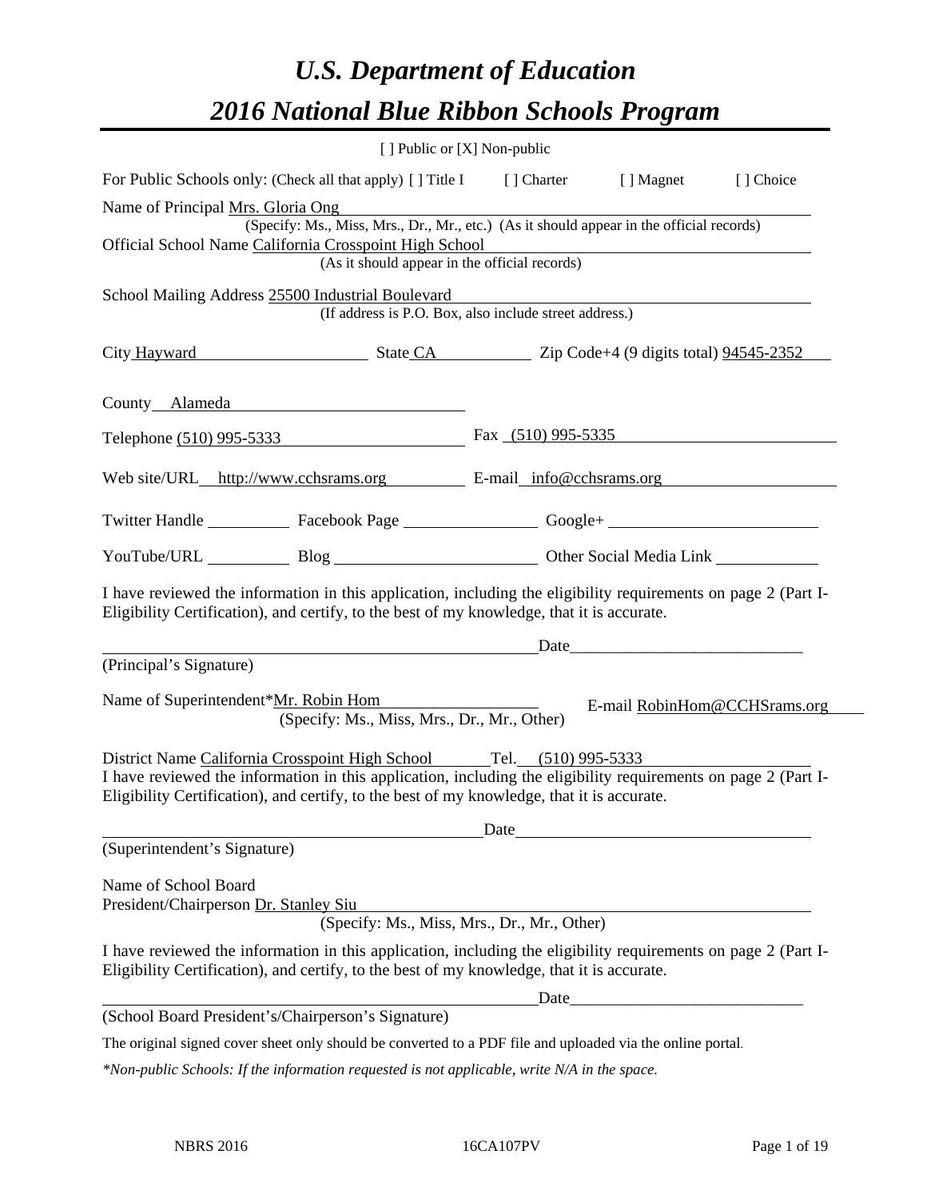# *U.S. Department of Education*

# *2016 National Blue Ribbon Schools Program*

[ ] Public or [X] Non-public

For Public Schools only: (Check all that apply) [ ] Title I [ ] Charter [ ] Magnet [ ] Choice

Name of Principal Mrs. Gloria Ong
(Specify: Ms., Miss, Mrs., Dr., Mr., etc.) (As it should appear in the official records)

Official School Name California Crosspoint High School
(As it should appear in the official records)

School Mailing Address 25500 Industrial Boulevard
(If address is P.O. Box, also include street address.)

City Hayward State CA Zip Code+4 (9 digits total) 94545-2352

County Alameda

Telephone (510) 995-5333 Fax (510) 995-5335

Web site/URL http://www.cchsrams.org E-mail info@cchsrams.org

Twitter Handle ____ Facebook Page ____ Google+ ____

YouTube/URL ____ Blog ____ Other Social Media Link ____

I have reviewed the information in this application, including the eligibility requirements on page 2 (Part I- Eligibility Certification), and certify, to the best of my knowledge, that it is accurate.

_______________________________ Date_______________________
(Principal's Signature)

Name of Superintendent*Mr. Robin Hom E-mail RobinHom@CCHSrams.org
(Specify: Ms., Miss, Mrs., Dr., Mr., Other)

District Name California Crosspoint High School Tel. (510) 995-5333

I have reviewed the information in this application, including the eligibility requirements on page 2 (Part I- Eligibility Certification), and certify, to the best of my knowledge, that it is accurate.

_______________________________ Date_______________________
(Superintendent's Signature)

Name of School Board
President/Chairperson Dr. Stanley Siu
(Specify: Ms., Miss, Mrs., Dr., Mr., Other)

I have reviewed the information in this application, including the eligibility requirements on page 2 (Part I- Eligibility Certification), and certify, to the best of my knowledge, that it is accurate.

_______________________________ Date_______________________
(School Board President's/Chairperson's Signature)

The original signed cover sheet only should be converted to a PDF file and uploaded via the online portal.

*\*Non-public Schools: If the information requested is not applicable, write N/A in the space.*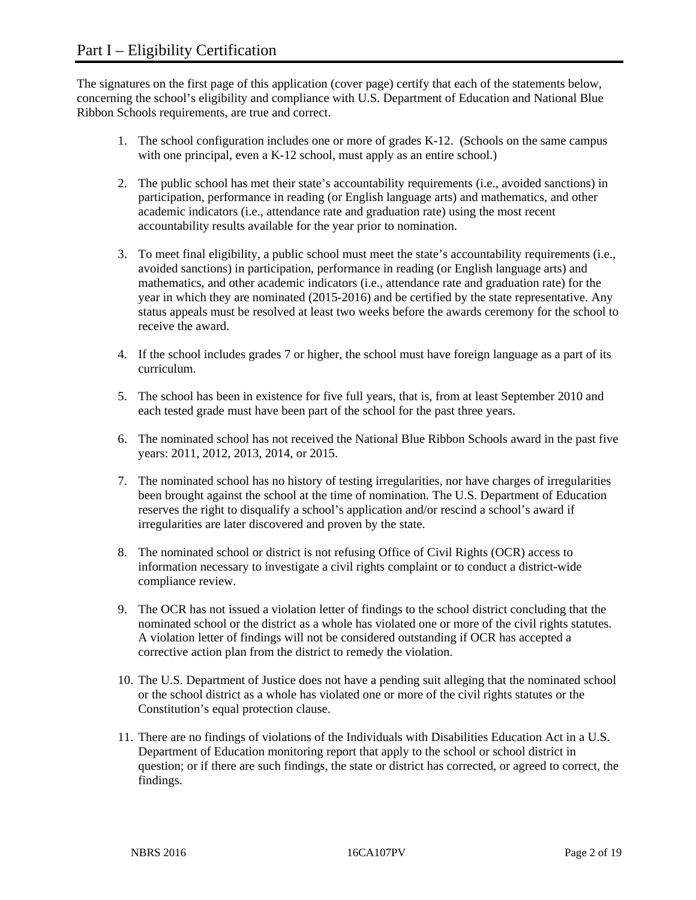# Part I – Eligibility Certification

The signatures on the first page of this application (cover page) certify that each of the statements below, concerning the school's eligibility and compliance with U.S. Department of Education and National Blue Ribbon Schools requirements, are true and correct.

1. The school configuration includes one or more of grades K-12. (Schools on the same campus with one principal, even a K-12 school, must apply as an entire school.)

2. The public school has met their state's accountability requirements (i.e., avoided sanctions) in participation, performance in reading (or English language arts) and mathematics, and other academic indicators (i.e., attendance rate and graduation rate) using the most recent accountability results available for the year prior to nomination.

3. To meet final eligibility, a public school must meet the state's accountability requirements (i.e., avoided sanctions) in participation, performance in reading (or English language arts) and mathematics, and other academic indicators (i.e., attendance rate and graduation rate) for the year in which they are nominated (2015-2016) and be certified by the state representative. Any status appeals must be resolved at least two weeks before the awards ceremony for the school to receive the award.

4. If the school includes grades 7 or higher, the school must have foreign language as a part of its curriculum.

5. The school has been in existence for five full years, that is, from at least September 2010 and each tested grade must have been part of the school for the past three years.

6. The nominated school has not received the National Blue Ribbon Schools award in the past five years: 2011, 2012, 2013, 2014, or 2015.

7. The nominated school has no history of testing irregularities, nor have charges of irregularities been brought against the school at the time of nomination. The U.S. Department of Education reserves the right to disqualify a school's application and/or rescind a school's award if irregularities are later discovered and proven by the state.

8. The nominated school or district is not refusing Office of Civil Rights (OCR) access to information necessary to investigate a civil rights complaint or to conduct a district-wide compliance review.

9. The OCR has not issued a violation letter of findings to the school district concluding that the nominated school or the district as a whole has violated one or more of the civil rights statutes. A violation letter of findings will not be considered outstanding if OCR has accepted a corrective action plan from the district to remedy the violation.

10. The U.S. Department of Justice does not have a pending suit alleging that the nominated school or the school district as a whole has violated one or more of the civil rights statutes or the Constitution's equal protection clause.

11. There are no findings of violations of the Individuals with Disabilities Education Act in a U.S. Department of Education monitoring report that apply to the school or school district in question; or if there are such findings, the state or district has corrected, or agreed to correct, the findings.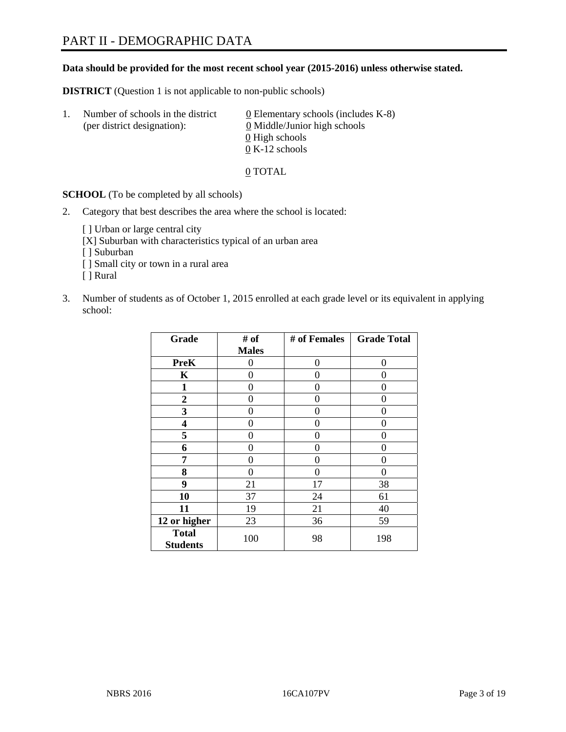# PART II - DEMOGRAPHIC DATA

**Data should be provided for the most recent school year (2015-2016) unless otherwise stated.**

**DISTRICT** (Question 1 is not applicable to non-public schools)

1. Number of schools in the district (per district designation):
   - 0 Elementary schools (includes K-8)
   - 0 Middle/Junior high schools
   - 0 High schools
   - 0 K-12 schools

   0 TOTAL

**SCHOOL** (To be completed by all schools)

2. Category that best describes the area where the school is located:

   [ ] Urban or large central city
   [X] Suburban with characteristics typical of an urban area
   [ ] Suburban
   [ ] Small city or town in a rural area
   [ ] Rural

3. Number of students as of October 1, 2015 enrolled at each grade level or its equivalent in applying school:

| Grade | # of Males | # of Females | Grade Total |
|---|---|---|---|
| **PreK** | 0 | 0 | 0 |
| **K** | 0 | 0 | 0 |
| **1** | 0 | 0 | 0 |
| **2** | 0 | 0 | 0 |
| **3** | 0 | 0 | 0 |
| **4** | 0 | 0 | 0 |
| **5** | 0 | 0 | 0 |
| **6** | 0 | 0 | 0 |
| **7** | 0 | 0 | 0 |
| **8** | 0 | 0 | 0 |
| **9** | 21 | 17 | 38 |
| **10** | 37 | 24 | 61 |
| **11** | 19 | 21 | 40 |
| **12 or higher** | 23 | 36 | 59 |
| **Total Students** | 100 | 98 | 198 |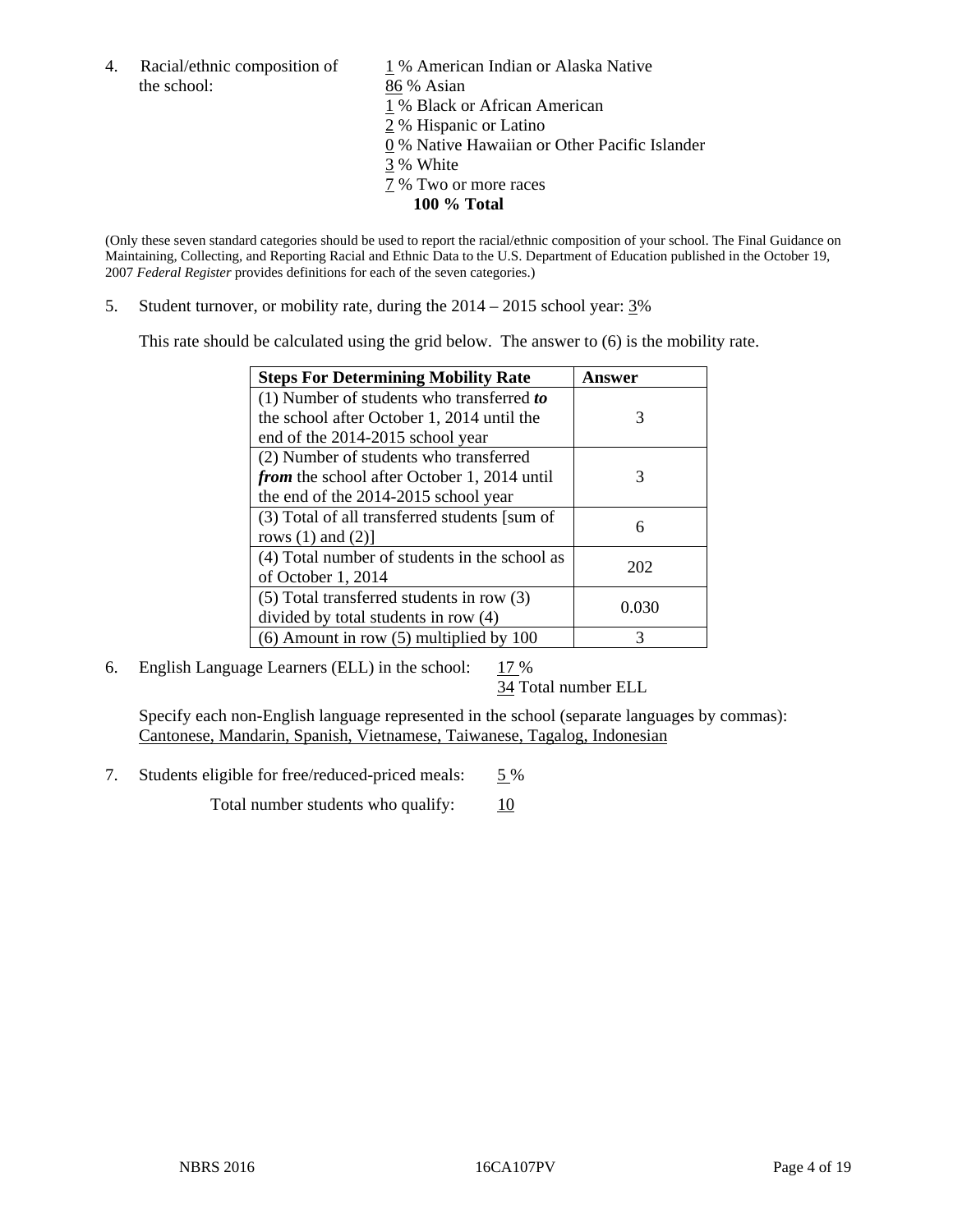4. Racial/ethnic composition of the school:

   1 % American Indian or Alaska Native
   86 % Asian
   1 % Black or African American
   2 % Hispanic or Latino
   0 % Native Hawaiian or Other Pacific Islander
   3 % White
   7 % Two or more races
   **100 % Total**

(Only these seven standard categories should be used to report the racial/ethnic composition of your school. The Final Guidance on Maintaining, Collecting, and Reporting Racial and Ethnic Data to the U.S. Department of Education published in the October 19, 2007 *Federal Register* provides definitions for each of the seven categories.)

5. Student turnover, or mobility rate, during the 2014 – 2015 school year: 3%

   This rate should be calculated using the grid below. The answer to (6) is the mobility rate.

| Steps For Determining Mobility Rate | Answer |
|---|---|
| (1) Number of students who transferred ***to*** the school after October 1, 2014 until the end of the 2014-2015 school year | 3 |
| (2) Number of students who transferred ***from*** the school after October 1, 2014 until the end of the 2014-2015 school year | 3 |
| (3) Total of all transferred students [sum of rows (1) and (2)] | 6 |
| (4) Total number of students in the school as of October 1, 2014 | 202 |
| (5) Total transferred students in row (3) divided by total students in row (4) | 0.030 |
| (6) Amount in row (5) multiplied by 100 | 3 |

6. English Language Learners (ELL) in the school: 17 %
   34 Total number ELL

   Specify each non-English language represented in the school (separate languages by commas):
   Cantonese, Mandarin, Spanish, Vietnamese, Taiwanese, Tagalog, Indonesian

7. Students eligible for free/reduced-priced meals: 5 %
   Total number students who qualify: 10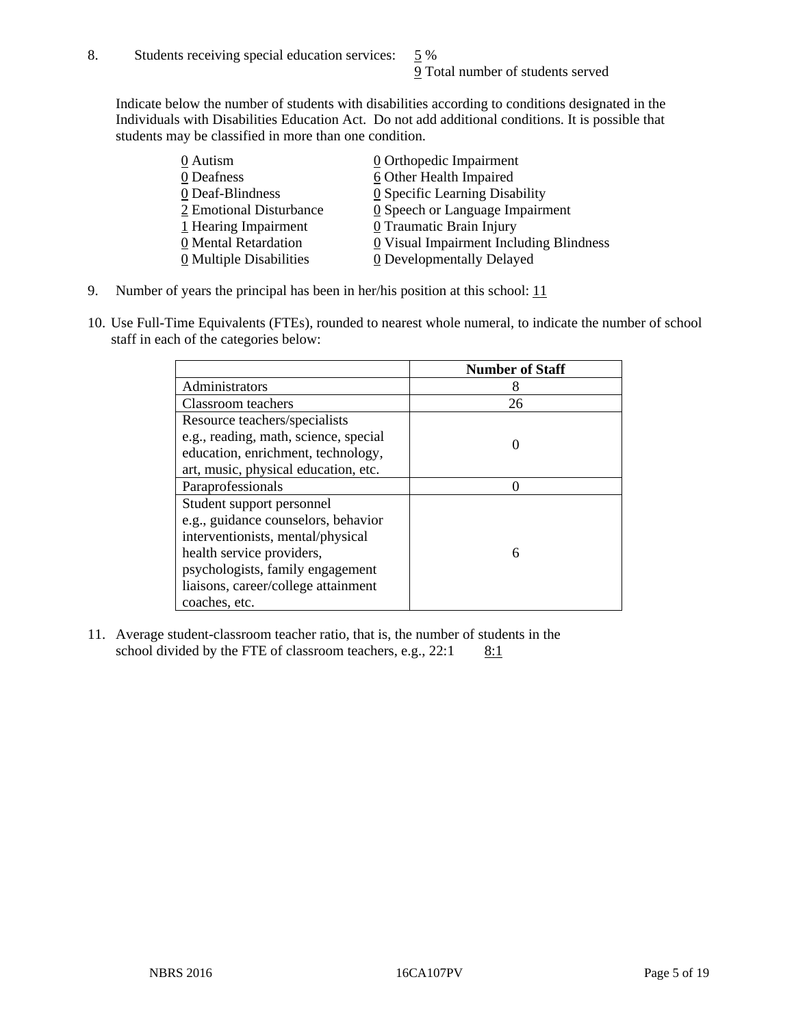8. Students receiving special education services: 5 %
9 Total number of students served

Indicate below the number of students with disabilities according to conditions designated in the Individuals with Disabilities Education Act. Do not add additional conditions. It is possible that students may be classified in more than one condition.

0 Autism
0 Deafness
0 Deaf-Blindness
2 Emotional Disturbance
1 Hearing Impairment
0 Mental Retardation
0 Multiple Disabilities
0 Orthopedic Impairment
6 Other Health Impaired
0 Specific Learning Disability
0 Speech or Language Impairment
0 Traumatic Brain Injury
0 Visual Impairment Including Blindness
0 Developmentally Delayed

9. Number of years the principal has been in her/his position at this school: 11

10. Use Full-Time Equivalents (FTEs), rounded to nearest whole numeral, to indicate the number of school staff in each of the categories below:

| | Number of Staff |
|---|---|
| Administrators | 8 |
| Classroom teachers | 26 |
| Resource teachers/specialists e.g., reading, math, science, special education, enrichment, technology, art, music, physical education, etc. | 0 |
| Paraprofessionals | 0 |
| Student support personnel e.g., guidance counselors, behavior interventionists, mental/physical health service providers, psychologists, family engagement liaisons, career/college attainment coaches, etc. | 6 |

11. Average student-classroom teacher ratio, that is, the number of students in the school divided by the FTE of classroom teachers, e.g., 22:1 8:1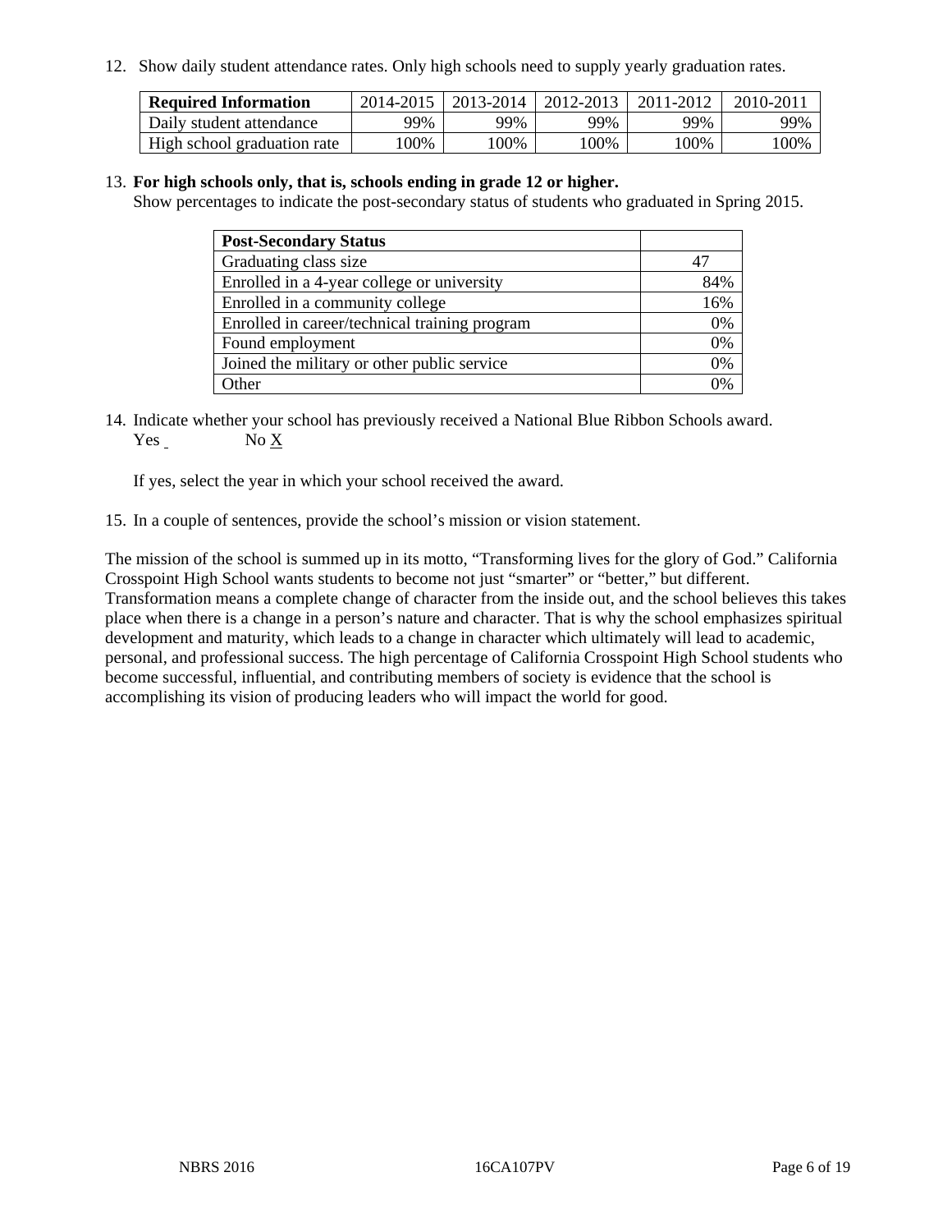12. Show daily student attendance rates. Only high schools need to supply yearly graduation rates.

| Required Information | 2014-2015 | 2013-2014 | 2012-2013 | 2011-2012 | 2010-2011 |
|---|---|---|---|---|---|
| Daily student attendance | 99% | 99% | 99% | 99% | 99% |
| High school graduation rate | 100% | 100% | 100% | 100% | 100% |

13. **For high schools only, that is, schools ending in grade 12 or higher.**
Show percentages to indicate the post-secondary status of students who graduated in Spring 2015.

| Post-Secondary Status | |
|---|---|
| Graduating class size | 47 |
| Enrolled in a 4-year college or university | 84% |
| Enrolled in a community college | 16% |
| Enrolled in career/technical training program | 0% |
| Found employment | 0% |
| Joined the military or other public service | 0% |
| Other | 0% |

14. Indicate whether your school has previously received a National Blue Ribbon Schools award.
Yes ___ No X

If yes, select the year in which your school received the award.

15. In a couple of sentences, provide the school's mission or vision statement.

The mission of the school is summed up in its motto, "Transforming lives for the glory of God." California Crosspoint High School wants students to become not just "smarter" or "better," but different. Transformation means a complete change of character from the inside out, and the school believes this takes place when there is a change in a person's nature and character. That is why the school emphasizes spiritual development and maturity, which leads to a change in character which ultimately will lead to academic, personal, and professional success. The high percentage of California Crosspoint High School students who become successful, influential, and contributing members of society is evidence that the school is accomplishing its vision of producing leaders who will impact the world for good.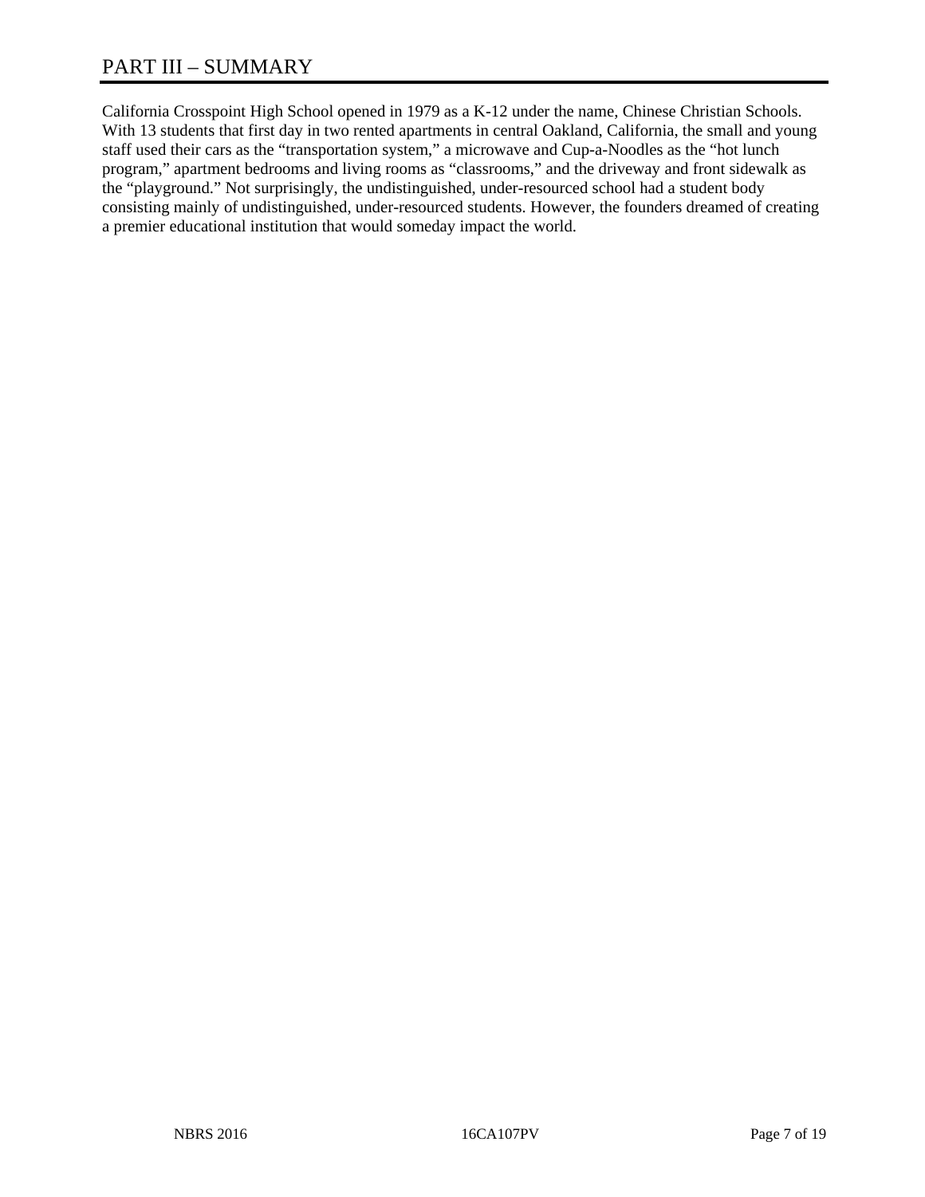# PART III – SUMMARY

California Crosspoint High School opened in 1979 as a K-12 under the name, Chinese Christian Schools. With 13 students that first day in two rented apartments in central Oakland, California, the small and young staff used their cars as the "transportation system," a microwave and Cup-a-Noodles as the "hot lunch program," apartment bedrooms and living rooms as "classrooms," and the driveway and front sidewalk as the "playground." Not surprisingly, the undistinguished, under-resourced school had a student body consisting mainly of undistinguished, under-resourced students. However, the founders dreamed of creating a premier educational institution that would someday impact the world.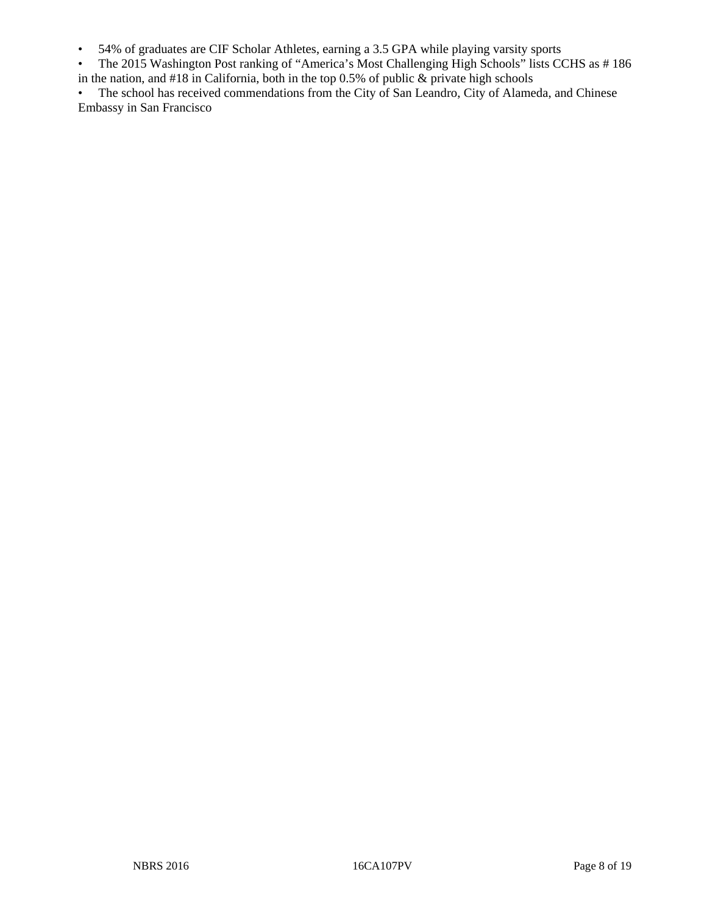- 54% of graduates are CIF Scholar Athletes, earning a 3.5 GPA while playing varsity sports
- The 2015 Washington Post ranking of "America's Most Challenging High Schools" lists CCHS as # 186 in the nation, and #18 in California, both in the top 0.5% of public & private high schools
- The school has received commendations from the City of San Leandro, City of Alameda, and Chinese Embassy in San Francisco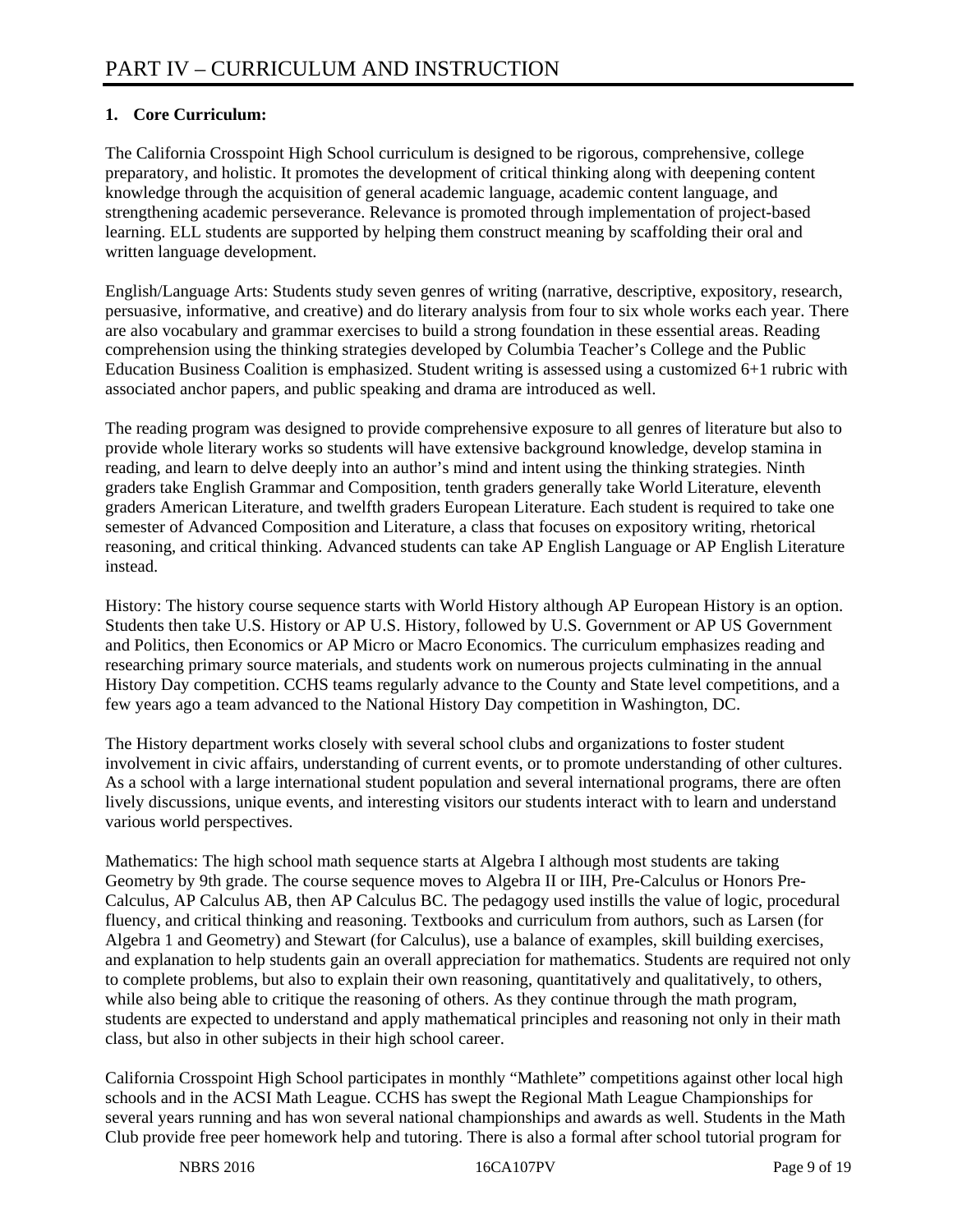// PART IV – CURRICULUM AND INSTRUCTION

**1. Core Curriculum:**

The California Crosspoint High School curriculum is designed to be rigorous, comprehensive, college preparatory, and holistic. It promotes the development of critical thinking along with deepening content knowledge through the acquisition of general academic language, academic content language, and strengthening academic perseverance. Relevance is promoted through implementation of project-based learning. ELL students are supported by helping them construct meaning by scaffolding their oral and written language development.

English/Language Arts: Students study seven genres of writing (narrative, descriptive, expository, research, persuasive, informative, and creative) and do literary analysis from four to six whole works each year. There are also vocabulary and grammar exercises to build a strong foundation in these essential areas. Reading comprehension using the thinking strategies developed by Columbia Teacher's College and the Public Education Business Coalition is emphasized. Student writing is assessed using a customized 6+1 rubric with associated anchor papers, and public speaking and drama are introduced as well.

The reading program was designed to provide comprehensive exposure to all genres of literature but also to provide whole literary works so students will have extensive background knowledge, develop stamina in reading, and learn to delve deeply into an author's mind and intent using the thinking strategies. Ninth graders take English Grammar and Composition, tenth graders generally take World Literature, eleventh graders American Literature, and twelfth graders European Literature. Each student is required to take one semester of Advanced Composition and Literature, a class that focuses on expository writing, rhetorical reasoning, and critical thinking. Advanced students can take AP English Language or AP English Literature instead.

History: The history course sequence starts with World History although AP European History is an option. Students then take U.S. History or AP U.S. History, followed by U.S. Government or AP US Government and Politics, then Economics or AP Micro or Macro Economics. The curriculum emphasizes reading and researching primary source materials, and students work on numerous projects culminating in the annual History Day competition. CCHS teams regularly advance to the County and State level competitions, and a few years ago a team advanced to the National History Day competition in Washington, DC.

The History department works closely with several school clubs and organizations to foster student involvement in civic affairs, understanding of current events, or to promote understanding of other cultures. As a school with a large international student population and several international programs, there are often lively discussions, unique events, and interesting visitors our students interact with to learn and understand various world perspectives.

Mathematics: The high school math sequence starts at Algebra I although most students are taking Geometry by 9th grade. The course sequence moves to Algebra II or IIH, Pre-Calculus or Honors Pre-Calculus, AP Calculus AB, then AP Calculus BC. The pedagogy used instills the value of logic, procedural fluency, and critical thinking and reasoning. Textbooks and curriculum from authors, such as Larsen (for Algebra 1 and Geometry) and Stewart (for Calculus), use a balance of examples, skill building exercises, and explanation to help students gain an overall appreciation for mathematics. Students are required not only to complete problems, but also to explain their own reasoning, quantitatively and qualitatively, to others, while also being able to critique the reasoning of others. As they continue through the math program, students are expected to understand and apply mathematical principles and reasoning not only in their math class, but also in other subjects in their high school career.

California Crosspoint High School participates in monthly "Mathlete" competitions against other local high schools and in the ACSI Math League. CCHS has swept the Regional Math League Championships for several years running and has won several national championships and awards as well. Students in the Math Club provide free peer homework help and tutoring. There is also a formal after school tutorial program for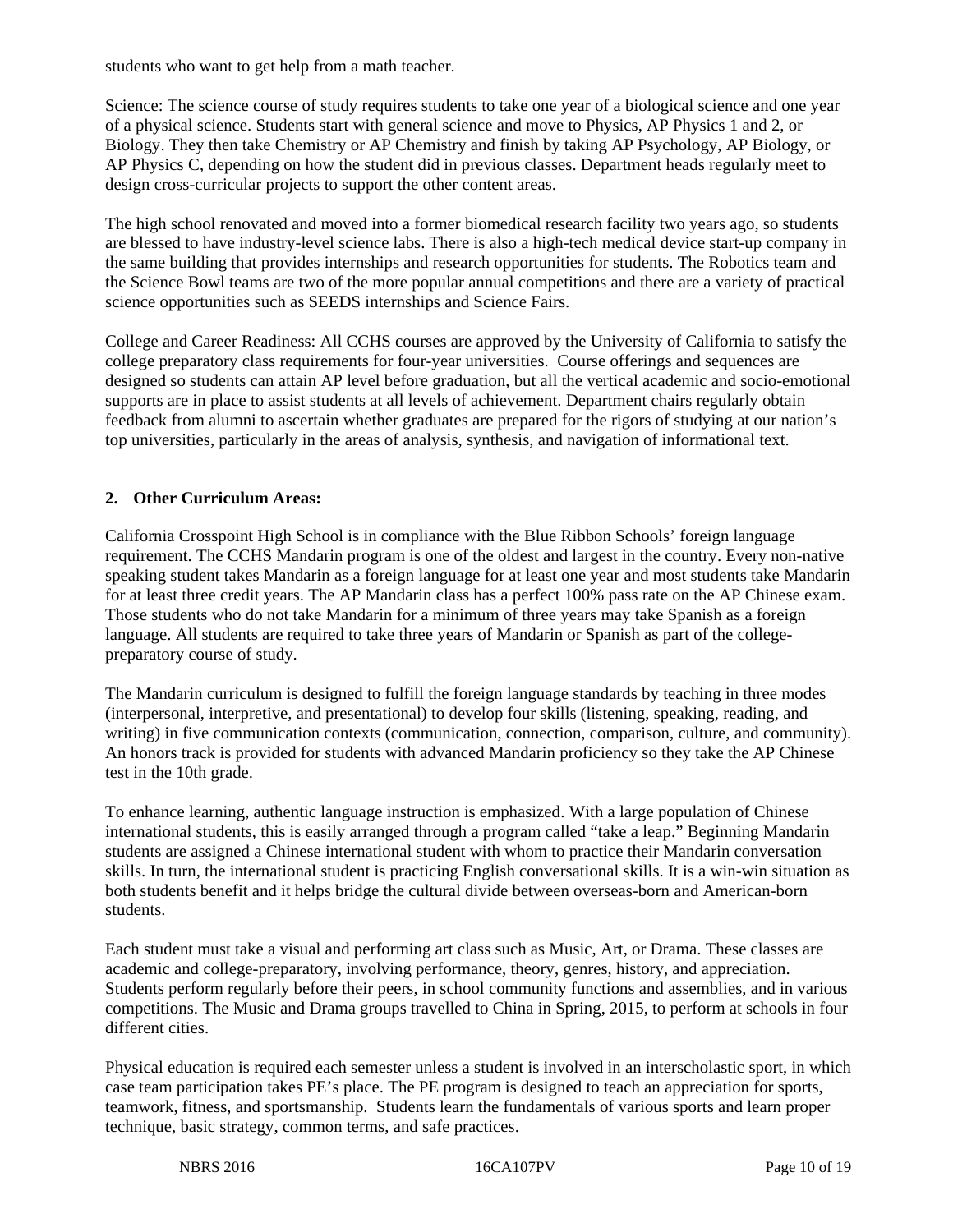students who want to get help from a math teacher.

Science: The science course of study requires students to take one year of a biological science and one year of a physical science. Students start with general science and move to Physics, AP Physics 1 and 2, or Biology. They then take Chemistry or AP Chemistry and finish by taking AP Psychology, AP Biology, or AP Physics C, depending on how the student did in previous classes. Department heads regularly meet to design cross-curricular projects to support the other content areas.

The high school renovated and moved into a former biomedical research facility two years ago, so students are blessed to have industry-level science labs. There is also a high-tech medical device start-up company in the same building that provides internships and research opportunities for students. The Robotics team and the Science Bowl teams are two of the more popular annual competitions and there are a variety of practical science opportunities such as SEEDS internships and Science Fairs.

College and Career Readiness: All CCHS courses are approved by the University of California to satisfy the college preparatory class requirements for four-year universities. Course offerings and sequences are designed so students can attain AP level before graduation, but all the vertical academic and socio-emotional supports are in place to assist students at all levels of achievement. Department chairs regularly obtain feedback from alumni to ascertain whether graduates are prepared for the rigors of studying at our nation's top universities, particularly in the areas of analysis, synthesis, and navigation of informational text.

## 2. Other Curriculum Areas:

California Crosspoint High School is in compliance with the Blue Ribbon Schools' foreign language requirement. The CCHS Mandarin program is one of the oldest and largest in the country. Every non-native speaking student takes Mandarin as a foreign language for at least one year and most students take Mandarin for at least three credit years. The AP Mandarin class has a perfect 100% pass rate on the AP Chinese exam. Those students who do not take Mandarin for a minimum of three years may take Spanish as a foreign language. All students are required to take three years of Mandarin or Spanish as part of the college-preparatory course of study.

The Mandarin curriculum is designed to fulfill the foreign language standards by teaching in three modes (interpersonal, interpretive, and presentational) to develop four skills (listening, speaking, reading, and writing) in five communication contexts (communication, connection, comparison, culture, and community). An honors track is provided for students with advanced Mandarin proficiency so they take the AP Chinese test in the 10th grade.

To enhance learning, authentic language instruction is emphasized. With a large population of Chinese international students, this is easily arranged through a program called "take a leap." Beginning Mandarin students are assigned a Chinese international student with whom to practice their Mandarin conversation skills. In turn, the international student is practicing English conversational skills. It is a win-win situation as both students benefit and it helps bridge the cultural divide between overseas-born and American-born students.

Each student must take a visual and performing art class such as Music, Art, or Drama. These classes are academic and college-preparatory, involving performance, theory, genres, history, and appreciation. Students perform regularly before their peers, in school community functions and assemblies, and in various competitions. The Music and Drama groups travelled to China in Spring, 2015, to perform at schools in four different cities.

Physical education is required each semester unless a student is involved in an interscholastic sport, in which case team participation takes PE's place. The PE program is designed to teach an appreciation for sports, teamwork, fitness, and sportsmanship. Students learn the fundamentals of various sports and learn proper technique, basic strategy, common terms, and safe practices.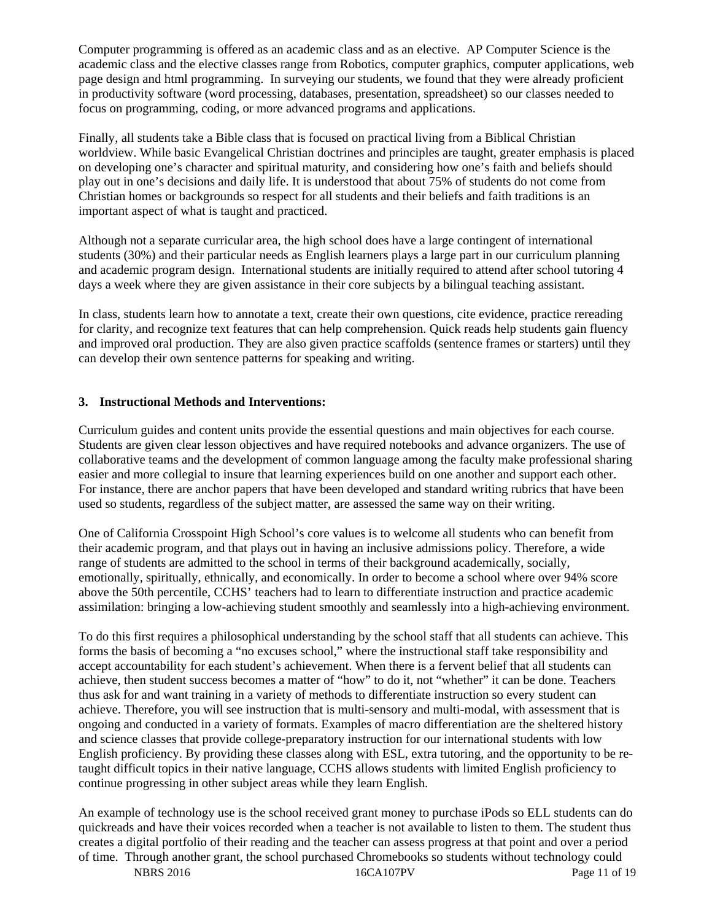Computer programming is offered as an academic class and as an elective.  AP Computer Science is the academic class and the elective classes range from Robotics, computer graphics, computer applications, web page design and html programming.  In surveying our students, we found that they were already proficient in productivity software (word processing, databases, presentation, spreadsheet) so our classes needed to focus on programming, coding, or more advanced programs and applications.

Finally, all students take a Bible class that is focused on practical living from a Biblical Christian worldview. While basic Evangelical Christian doctrines and principles are taught, greater emphasis is placed on developing one's character and spiritual maturity, and considering how one's faith and beliefs should play out in one's decisions and daily life. It is understood that about 75% of students do not come from Christian homes or backgrounds so respect for all students and their beliefs and faith traditions is an important aspect of what is taught and practiced.

Although not a separate curricular area, the high school does have a large contingent of international students (30%) and their particular needs as English learners plays a large part in our curriculum planning and academic program design.  International students are initially required to attend after school tutoring 4 days a week where they are given assistance in their core subjects by a bilingual teaching assistant.

In class, students learn how to annotate a text, create their own questions, cite evidence, practice rereading for clarity, and recognize text features that can help comprehension. Quick reads help students gain fluency and improved oral production. They are also given practice scaffolds (sentence frames or starters) until they can develop their own sentence patterns for speaking and writing.

### 3. Instructional Methods and Interventions:

Curriculum guides and content units provide the essential questions and main objectives for each course. Students are given clear lesson objectives and have required notebooks and advance organizers. The use of collaborative teams and the development of common language among the faculty make professional sharing easier and more collegial to insure that learning experiences build on one another and support each other. For instance, there are anchor papers that have been developed and standard writing rubrics that have been used so students, regardless of the subject matter, are assessed the same way on their writing.

One of California Crosspoint High School's core values is to welcome all students who can benefit from their academic program, and that plays out in having an inclusive admissions policy. Therefore, a wide range of students are admitted to the school in terms of their background academically, socially, emotionally, spiritually, ethnically, and economically. In order to become a school where over 94% score above the 50th percentile, CCHS' teachers had to learn to differentiate instruction and practice academic assimilation: bringing a low-achieving student smoothly and seamlessly into a high-achieving environment.

To do this first requires a philosophical understanding by the school staff that all students can achieve. This forms the basis of becoming a "no excuses school," where the instructional staff take responsibility and accept accountability for each student's achievement. When there is a fervent belief that all students can achieve, then student success becomes a matter of "how" to do it, not "whether" it can be done. Teachers thus ask for and want training in a variety of methods to differentiate instruction so every student can achieve. Therefore, you will see instruction that is multi-sensory and multi-modal, with assessment that is ongoing and conducted in a variety of formats. Examples of macro differentiation are the sheltered history and science classes that provide college-preparatory instruction for our international students with low English proficiency. By providing these classes along with ESL, extra tutoring, and the opportunity to be re-taught difficult topics in their native language, CCHS allows students with limited English proficiency to continue progressing in other subject areas while they learn English.

An example of technology use is the school received grant money to purchase iPods so ELL students can do quickreads and have their voices recorded when a teacher is not available to listen to them. The student thus creates a digital portfolio of their reading and the teacher can assess progress at that point and over a period of time.  Through another grant, the school purchased Chromebooks so students without technology could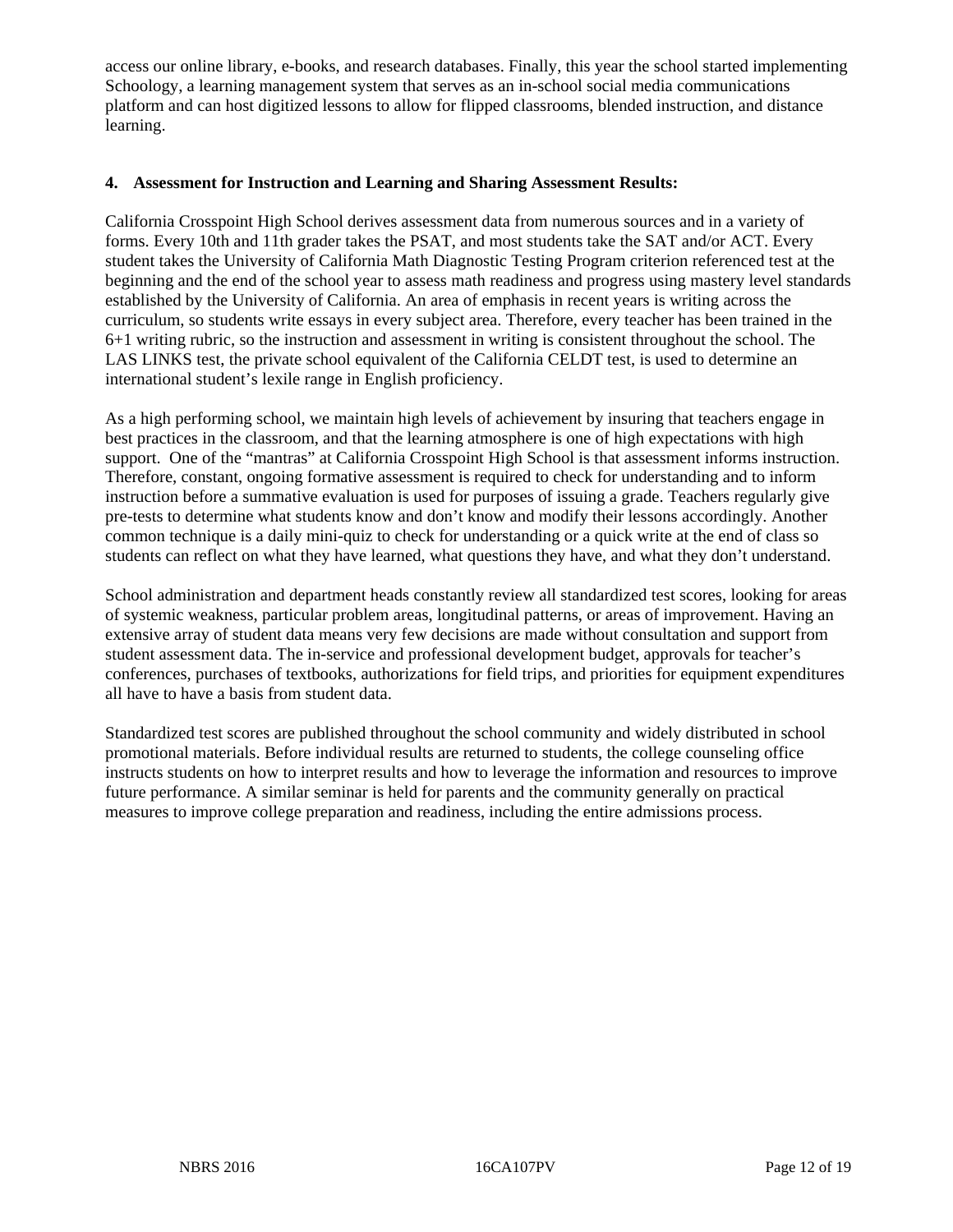access our online library, e-books, and research databases. Finally, this year the school started implementing Schoology, a learning management system that serves as an in-school social media communications platform and can host digitized lessons to allow for flipped classrooms, blended instruction, and distance learning.

**4. Assessment for Instruction and Learning and Sharing Assessment Results:**

California Crosspoint High School derives assessment data from numerous sources and in a variety of forms. Every 10th and 11th grader takes the PSAT, and most students take the SAT and/or ACT. Every student takes the University of California Math Diagnostic Testing Program criterion referenced test at the beginning and the end of the school year to assess math readiness and progress using mastery level standards established by the University of California. An area of emphasis in recent years is writing across the curriculum, so students write essays in every subject area. Therefore, every teacher has been trained in the 6+1 writing rubric, so the instruction and assessment in writing is consistent throughout the school. The LAS LINKS test, the private school equivalent of the California CELDT test, is used to determine an international student's lexile range in English proficiency.

As a high performing school, we maintain high levels of achievement by insuring that teachers engage in best practices in the classroom, and that the learning atmosphere is one of high expectations with high support. One of the "mantras" at California Crosspoint High School is that assessment informs instruction. Therefore, constant, ongoing formative assessment is required to check for understanding and to inform instruction before a summative evaluation is used for purposes of issuing a grade. Teachers regularly give pre-tests to determine what students know and don't know and modify their lessons accordingly. Another common technique is a daily mini-quiz to check for understanding or a quick write at the end of class so students can reflect on what they have learned, what questions they have, and what they don't understand.

School administration and department heads constantly review all standardized test scores, looking for areas of systemic weakness, particular problem areas, longitudinal patterns, or areas of improvement. Having an extensive array of student data means very few decisions are made without consultation and support from student assessment data. The in-service and professional development budget, approvals for teacher's conferences, purchases of textbooks, authorizations for field trips, and priorities for equipment expenditures all have to have a basis from student data.

Standardized test scores are published throughout the school community and widely distributed in school promotional materials. Before individual results are returned to students, the college counseling office instructs students on how to interpret results and how to leverage the information and resources to improve future performance. A similar seminar is held for parents and the community generally on practical measures to improve college preparation and readiness, including the entire admissions process.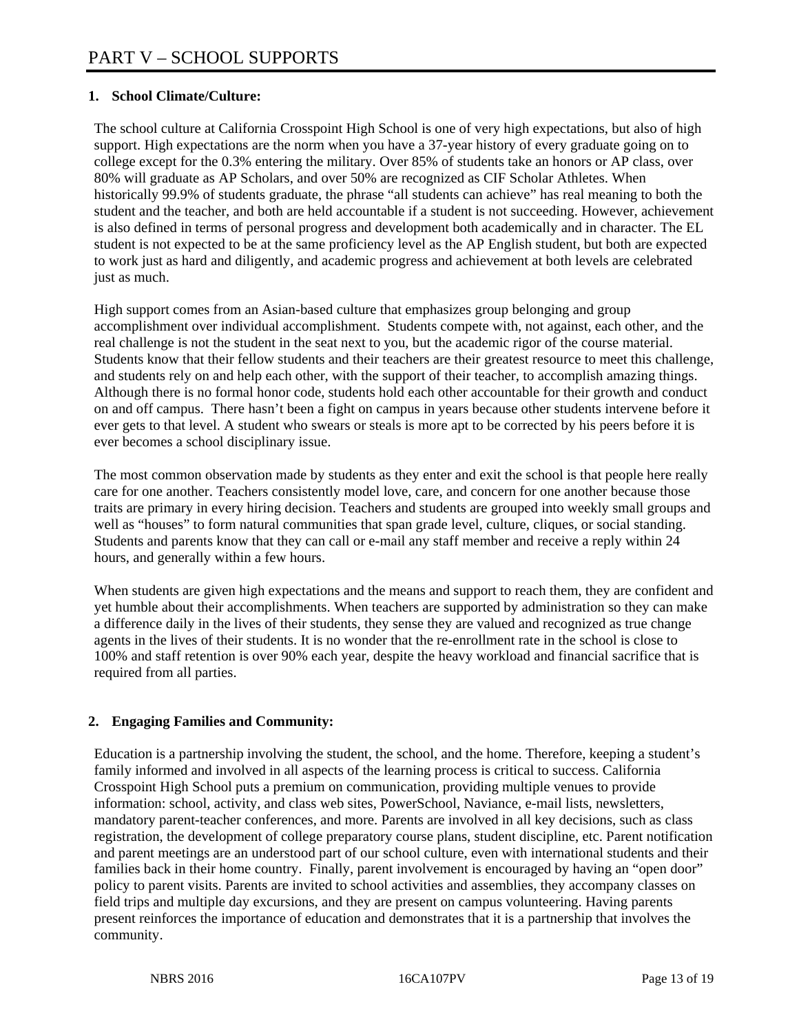# PART V – SCHOOL SUPPORTS

## 1. School Climate/Culture:

The school culture at California Crosspoint High School is one of very high expectations, but also of high support. High expectations are the norm when you have a 37-year history of every graduate going on to college except for the 0.3% entering the military. Over 85% of students take an honors or AP class, over 80% will graduate as AP Scholars, and over 50% are recognized as CIF Scholar Athletes. When historically 99.9% of students graduate, the phrase "all students can achieve" has real meaning to both the student and the teacher, and both are held accountable if a student is not succeeding. However, achievement is also defined in terms of personal progress and development both academically and in character. The EL student is not expected to be at the same proficiency level as the AP English student, but both are expected to work just as hard and diligently, and academic progress and achievement at both levels are celebrated just as much.

High support comes from an Asian-based culture that emphasizes group belonging and group accomplishment over individual accomplishment. Students compete with, not against, each other, and the real challenge is not the student in the seat next to you, but the academic rigor of the course material. Students know that their fellow students and their teachers are their greatest resource to meet this challenge, and students rely on and help each other, with the support of their teacher, to accomplish amazing things. Although there is no formal honor code, students hold each other accountable for their growth and conduct on and off campus. There hasn't been a fight on campus in years because other students intervene before it ever gets to that level. A student who swears or steals is more apt to be corrected by his peers before it is ever becomes a school disciplinary issue.

The most common observation made by students as they enter and exit the school is that people here really care for one another. Teachers consistently model love, care, and concern for one another because those traits are primary in every hiring decision. Teachers and students are grouped into weekly small groups and well as "houses" to form natural communities that span grade level, culture, cliques, or social standing. Students and parents know that they can call or e-mail any staff member and receive a reply within 24 hours, and generally within a few hours.

When students are given high expectations and the means and support to reach them, they are confident and yet humble about their accomplishments. When teachers are supported by administration so they can make a difference daily in the lives of their students, they sense they are valued and recognized as true change agents in the lives of their students. It is no wonder that the re-enrollment rate in the school is close to 100% and staff retention is over 90% each year, despite the heavy workload and financial sacrifice that is required from all parties.

## 2. Engaging Families and Community:

Education is a partnership involving the student, the school, and the home. Therefore, keeping a student's family informed and involved in all aspects of the learning process is critical to success. California Crosspoint High School puts a premium on communication, providing multiple venues to provide information: school, activity, and class web sites, PowerSchool, Naviance, e-mail lists, newsletters, mandatory parent-teacher conferences, and more. Parents are involved in all key decisions, such as class registration, the development of college preparatory course plans, student discipline, etc. Parent notification and parent meetings are an understood part of our school culture, even with international students and their families back in their home country. Finally, parent involvement is encouraged by having an "open door" policy to parent visits. Parents are invited to school activities and assemblies, they accompany classes on field trips and multiple day excursions, and they are present on campus volunteering. Having parents present reinforces the importance of education and demonstrates that it is a partnership that involves the community.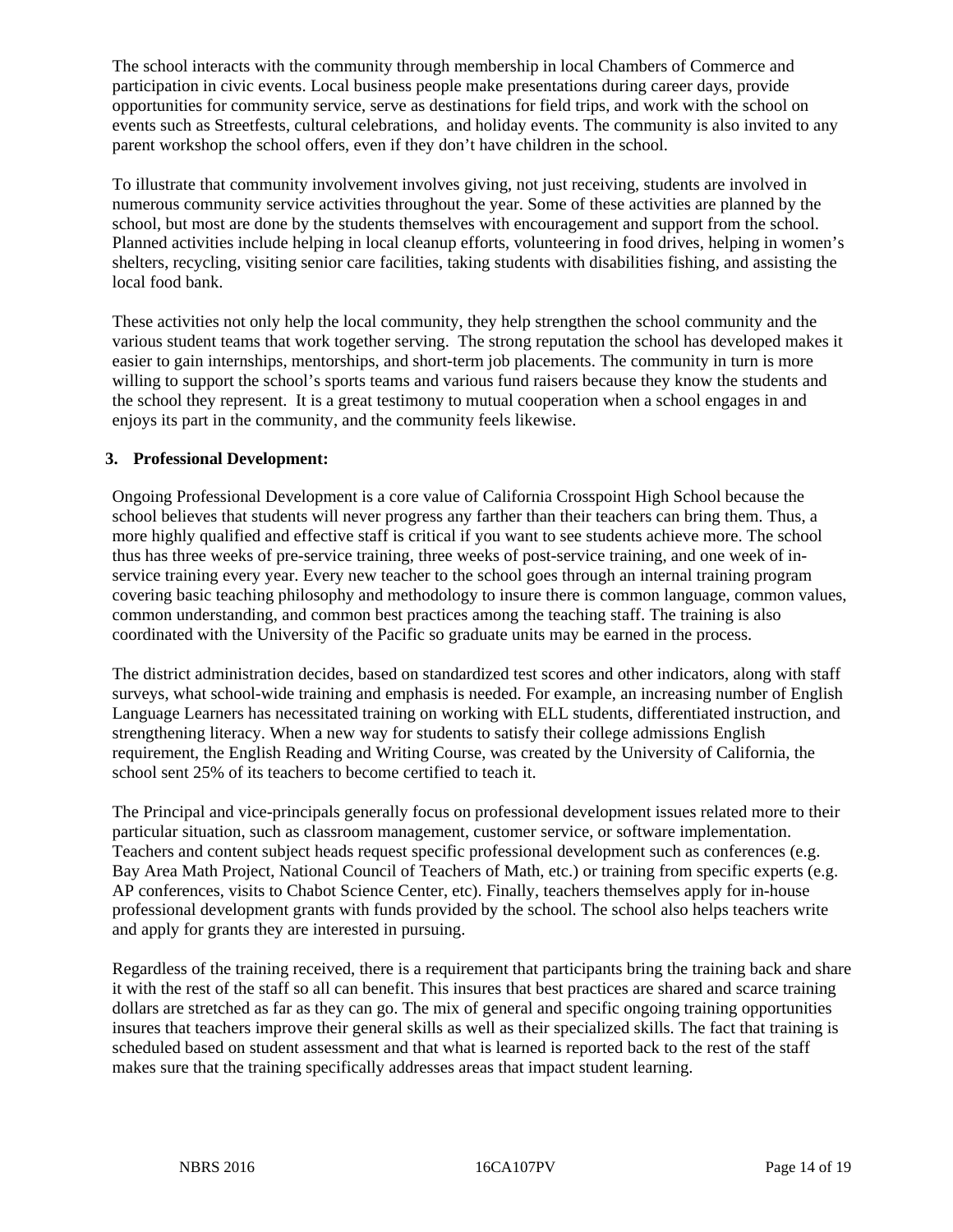The school interacts with the community through membership in local Chambers of Commerce and participation in civic events. Local business people make presentations during career days, provide opportunities for community service, serve as destinations for field trips, and work with the school on events such as Streetfests, cultural celebrations, and holiday events. The community is also invited to any parent workshop the school offers, even if they don't have children in the school.

To illustrate that community involvement involves giving, not just receiving, students are involved in numerous community service activities throughout the year. Some of these activities are planned by the school, but most are done by the students themselves with encouragement and support from the school. Planned activities include helping in local cleanup efforts, volunteering in food drives, helping in women's shelters, recycling, visiting senior care facilities, taking students with disabilities fishing, and assisting the local food bank.

These activities not only help the local community, they help strengthen the school community and the various student teams that work together serving. The strong reputation the school has developed makes it easier to gain internships, mentorships, and short-term job placements. The community in turn is more willing to support the school's sports teams and various fund raisers because they know the students and the school they represent. It is a great testimony to mutual cooperation when a school engages in and enjoys its part in the community, and the community feels likewise.

**3. Professional Development:**

Ongoing Professional Development is a core value of California Crosspoint High School because the school believes that students will never progress any farther than their teachers can bring them. Thus, a more highly qualified and effective staff is critical if you want to see students achieve more. The school thus has three weeks of pre-service training, three weeks of post-service training, and one week of in-service training every year. Every new teacher to the school goes through an internal training program covering basic teaching philosophy and methodology to insure there is common language, common values, common understanding, and common best practices among the teaching staff. The training is also coordinated with the University of the Pacific so graduate units may be earned in the process.

The district administration decides, based on standardized test scores and other indicators, along with staff surveys, what school-wide training and emphasis is needed. For example, an increasing number of English Language Learners has necessitated training on working with ELL students, differentiated instruction, and strengthening literacy. When a new way for students to satisfy their college admissions English requirement, the English Reading and Writing Course, was created by the University of California, the school sent 25% of its teachers to become certified to teach it.

The Principal and vice-principals generally focus on professional development issues related more to their particular situation, such as classroom management, customer service, or software implementation. Teachers and content subject heads request specific professional development such as conferences (e.g. Bay Area Math Project, National Council of Teachers of Math, etc.) or training from specific experts (e.g. AP conferences, visits to Chabot Science Center, etc). Finally, teachers themselves apply for in-house professional development grants with funds provided by the school. The school also helps teachers write and apply for grants they are interested in pursuing.

Regardless of the training received, there is a requirement that participants bring the training back and share it with the rest of the staff so all can benefit. This insures that best practices are shared and scarce training dollars are stretched as far as they can go. The mix of general and specific ongoing training opportunities insures that teachers improve their general skills as well as their specialized skills. The fact that training is scheduled based on student assessment and that what is learned is reported back to the rest of the staff makes sure that the training specifically addresses areas that impact student learning.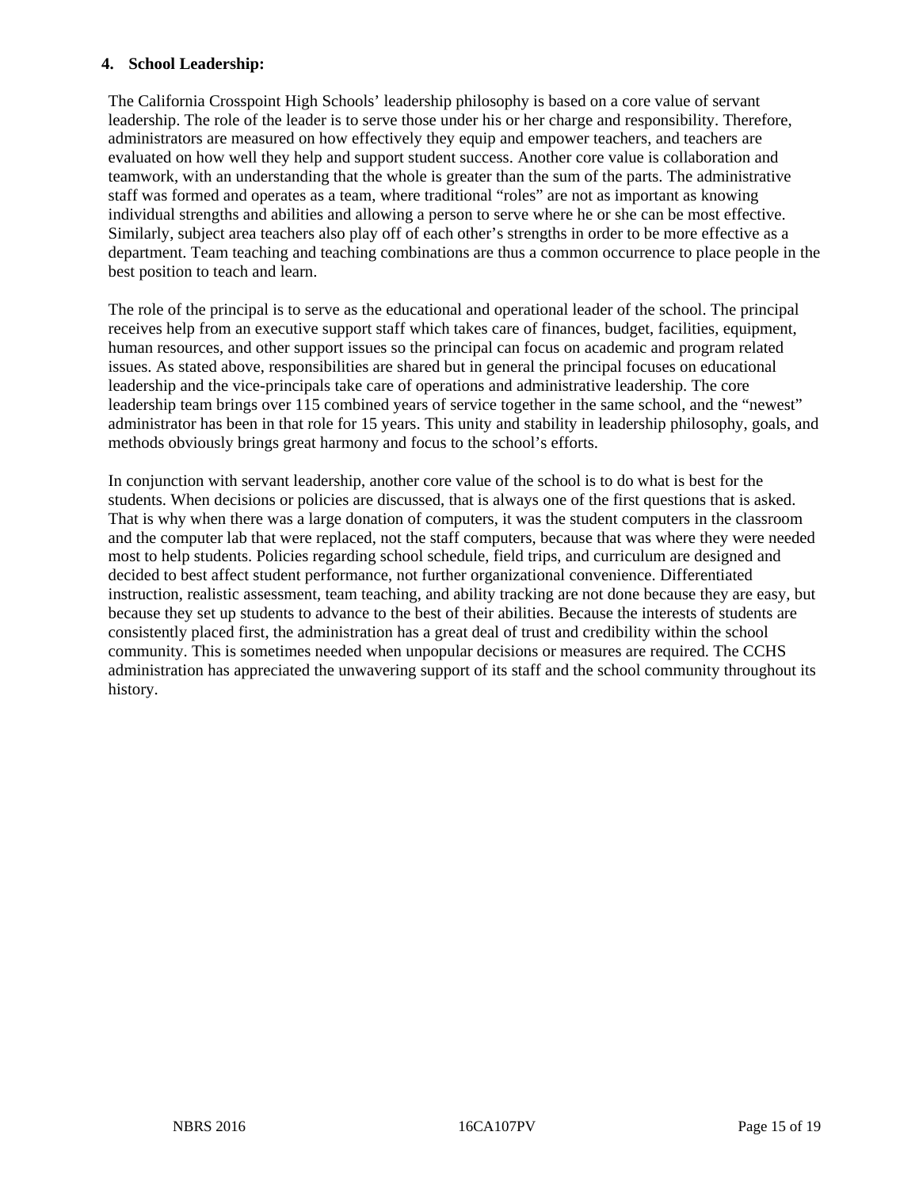**4. School Leadership:**

The California Crosspoint High Schools' leadership philosophy is based on a core value of servant leadership. The role of the leader is to serve those under his or her charge and responsibility. Therefore, administrators are measured on how effectively they equip and empower teachers, and teachers are evaluated on how well they help and support student success. Another core value is collaboration and teamwork, with an understanding that the whole is greater than the sum of the parts. The administrative staff was formed and operates as a team, where traditional "roles" are not as important as knowing individual strengths and abilities and allowing a person to serve where he or she can be most effective. Similarly, subject area teachers also play off of each other's strengths in order to be more effective as a department. Team teaching and teaching combinations are thus a common occurrence to place people in the best position to teach and learn.

The role of the principal is to serve as the educational and operational leader of the school. The principal receives help from an executive support staff which takes care of finances, budget, facilities, equipment, human resources, and other support issues so the principal can focus on academic and program related issues. As stated above, responsibilities are shared but in general the principal focuses on educational leadership and the vice-principals take care of operations and administrative leadership. The core leadership team brings over 115 combined years of service together in the same school, and the "newest" administrator has been in that role for 15 years. This unity and stability in leadership philosophy, goals, and methods obviously brings great harmony and focus to the school's efforts.

In conjunction with servant leadership, another core value of the school is to do what is best for the students. When decisions or policies are discussed, that is always one of the first questions that is asked. That is why when there was a large donation of computers, it was the student computers in the classroom and the computer lab that were replaced, not the staff computers, because that was where they were needed most to help students. Policies regarding school schedule, field trips, and curriculum are designed and decided to best affect student performance, not further organizational convenience. Differentiated instruction, realistic assessment, team teaching, and ability tracking are not done because they are easy, but because they set up students to advance to the best of their abilities. Because the interests of students are consistently placed first, the administration has a great deal of trust and credibility within the school community. This is sometimes needed when unpopular decisions or measures are required. The CCHS administration has appreciated the unwavering support of its staff and the school community throughout its history.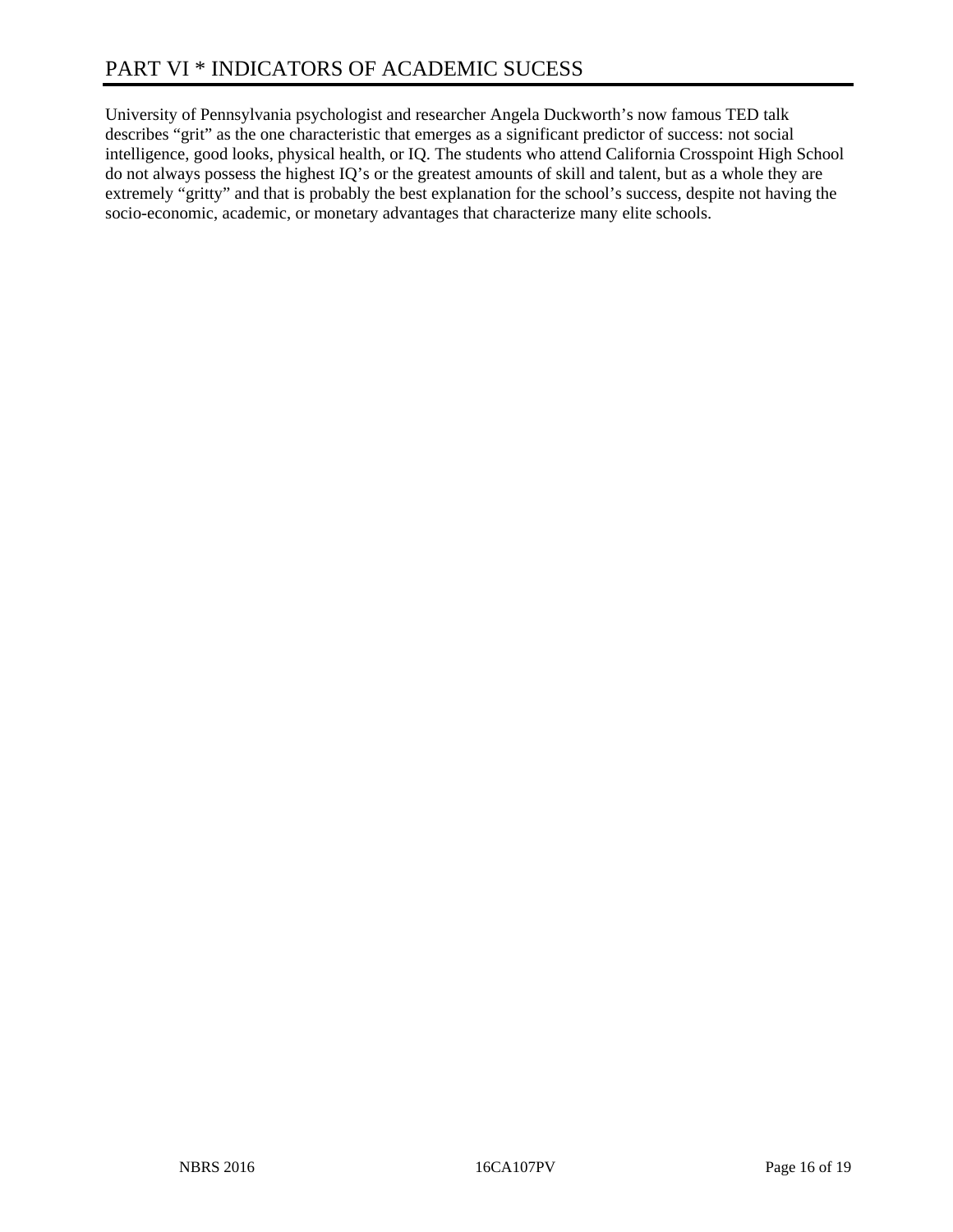# PART VI * INDICATORS OF ACADEMIC SUCESS

University of Pennsylvania psychologist and researcher Angela Duckworth's now famous TED talk describes "grit" as the one characteristic that emerges as a significant predictor of success: not social intelligence, good looks, physical health, or IQ. The students who attend California Crosspoint High School do not always possess the highest IQ's or the greatest amounts of skill and talent, but as a whole they are extremely "gritty" and that is probably the best explanation for the school's success, despite not having the socio-economic, academic, or monetary advantages that characterize many elite schools.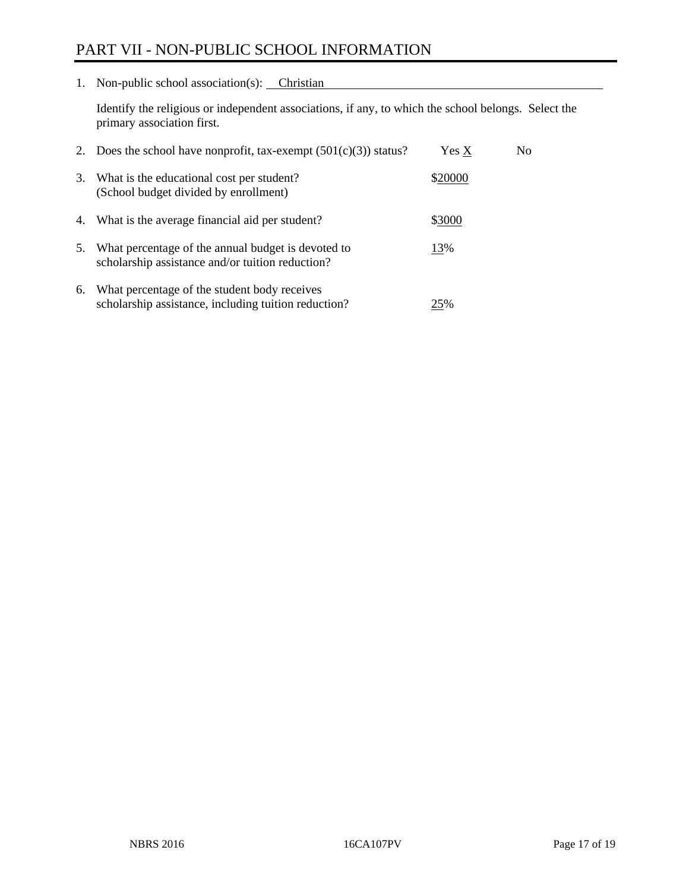# PART VII - NON-PUBLIC SCHOOL INFORMATION

1. Non-public school association(s): Christian

   Identify the religious or independent associations, if any, to which the school belongs. Select the primary association first.

2. Does the school have nonprofit, tax-exempt (501(c)(3)) status? Yes X No

3. What is the educational cost per student? (School budget divided by enrollment) $20000

4. What is the average financial aid per student? $3000

5. What percentage of the annual budget is devoted to scholarship assistance and/or tuition reduction? 13%

6. What percentage of the student body receives scholarship assistance, including tuition reduction? 25%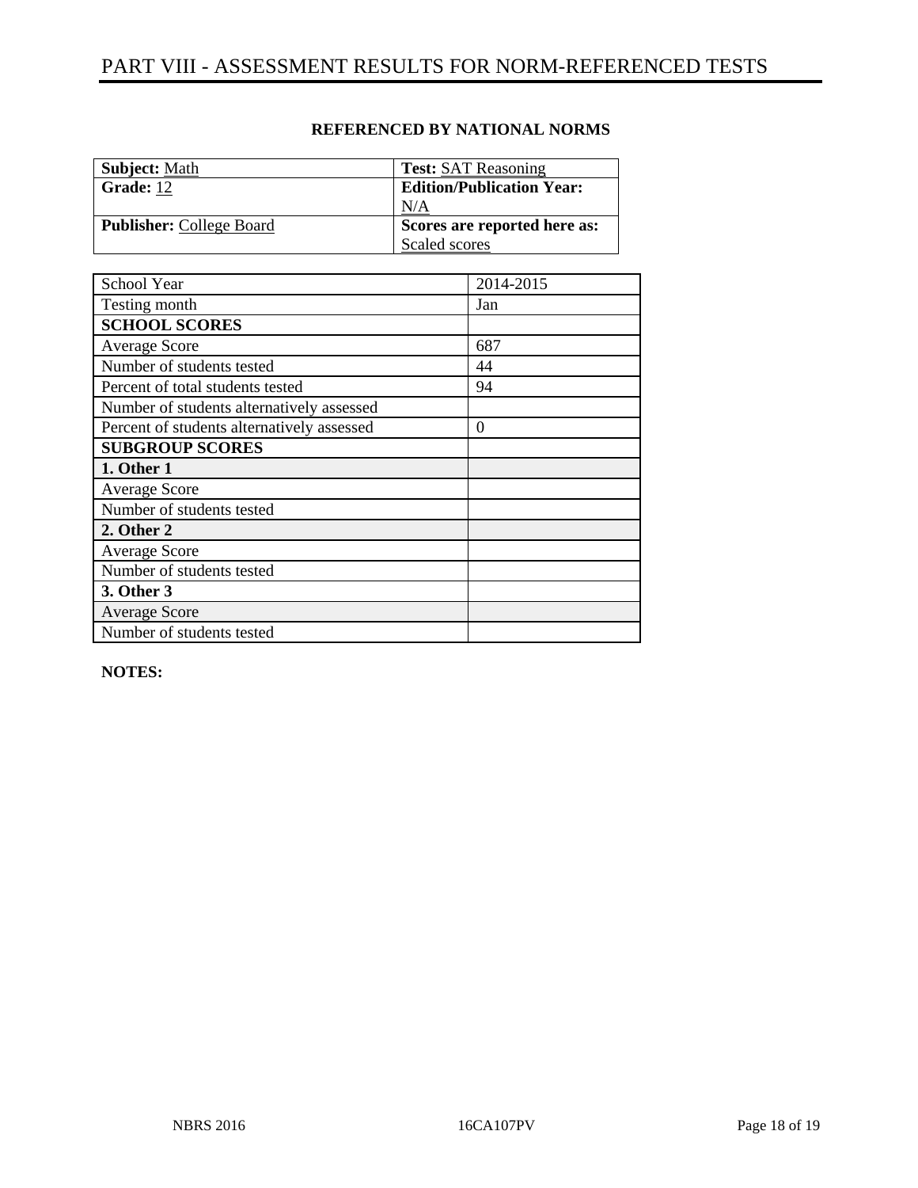# PART VIII - ASSESSMENT RESULTS FOR NORM-REFERENCED TESTS

**REFERENCED BY NATIONAL NORMS**

| **Subject:** Math | **Test:** SAT Reasoning |
|---|---|
| **Grade:** 12 | **Edition/Publication Year:** N/A |
| **Publisher:** College Board | **Scores are reported here as:** Scaled scores |

| School Year | 2014-2015 |
|---|---|
| Testing month | Jan |
| **SCHOOL SCORES** | |
| Average Score | 687 |
| Number of students tested | 44 |
| Percent of total students tested | 94 |
| Number of students alternatively assessed | |
| Percent of students alternatively assessed | 0 |
| **SUBGROUP SCORES** | |
| **1. Other 1** | |
| Average Score | |
| Number of students tested | |
| **2. Other 2** | |
| Average Score | |
| Number of students tested | |
| **3. Other 3** | |
| Average Score | |
| Number of students tested | |

**NOTES:**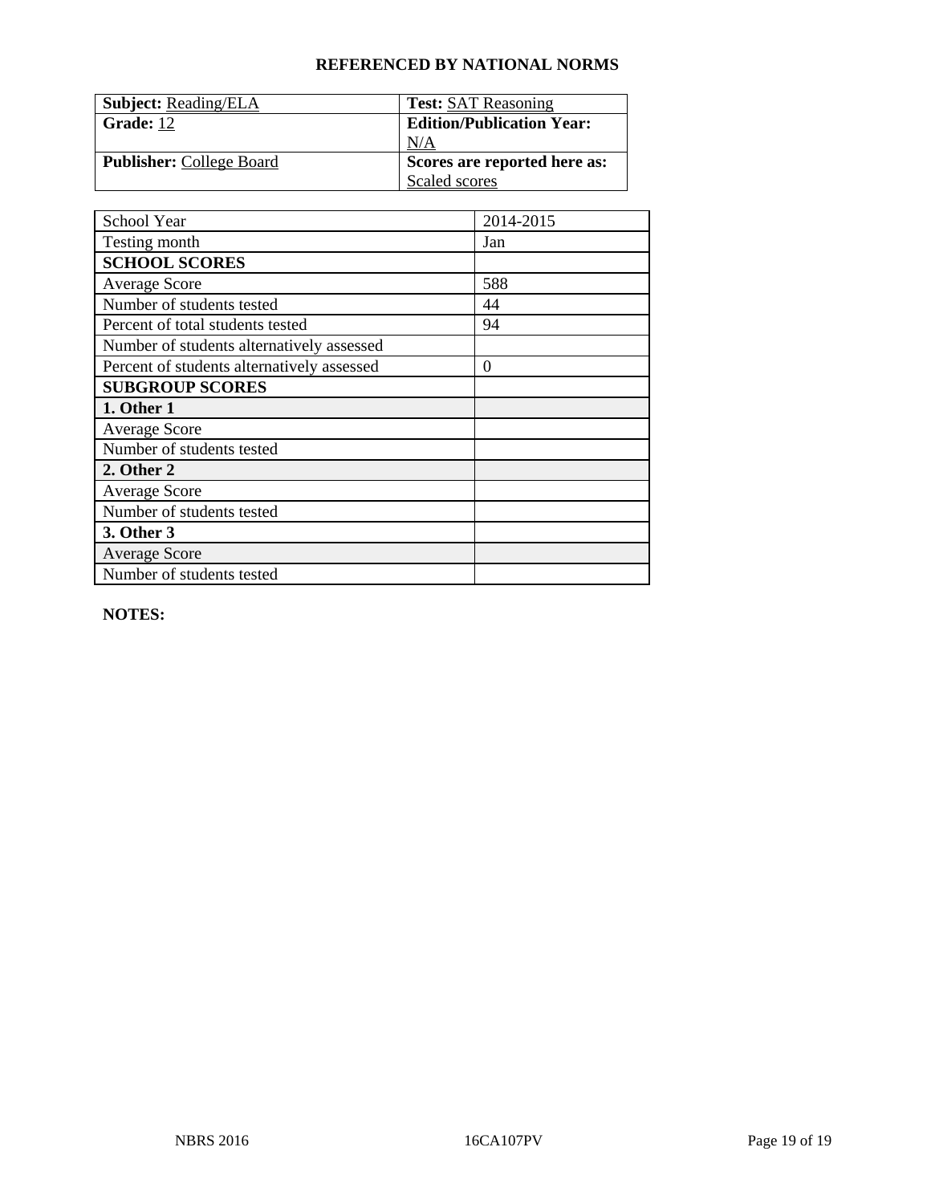**REFERENCED BY NATIONAL NORMS**

| | |
|---|---|
| **Subject:** Reading/ELA | **Test:** SAT Reasoning |
| **Grade:** 12 | **Edition/Publication Year:** N/A |
| **Publisher:** College Board | **Scores are reported here as:** Scaled scores |

| School Year | 2014-2015 |
|---|---|
| Testing month | Jan |
| **SCHOOL SCORES** | |
| Average Score | 588 |
| Number of students tested | 44 |
| Percent of total students tested | 94 |
| Number of students alternatively assessed | |
| Percent of students alternatively assessed | 0 |
| **SUBGROUP SCORES** | |
| **1. Other 1** | |
| Average Score | |
| Number of students tested | |
| **2. Other 2** | |
| Average Score | |
| Number of students tested | |
| **3. Other 3** | |
| Average Score | |
| Number of students tested | |

**NOTES:**